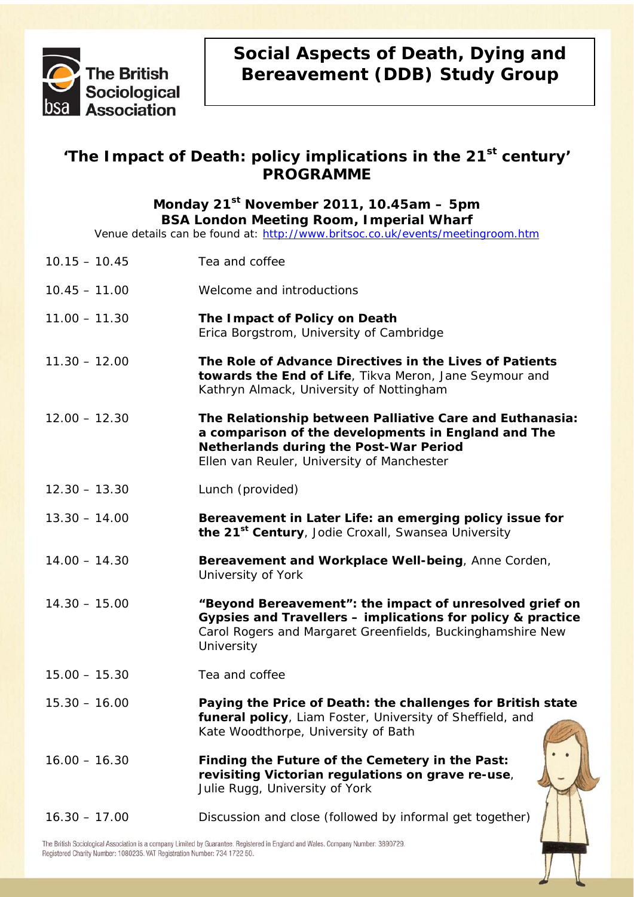The British Sociological Association

# Social Aspects of Death, Dying and Bereavement (DDB) Study Group

## 'The Impact of Death: policy implications in the 21st century' PROGRAMME

**Monday 21st November 2011, 10.45am – 5pm**
**BSA London Meeting Room, Imperial Wharf**

Venue details can be found at: http://www.britsoc.co.uk/events/meetingroom.htm

| | |
|---|---|
| 10.15 – 10.45 | Tea and coffee |
| 10.45 – 11.00 | Welcome and introductions |
| 11.00 – 11.30 | **The Impact of Policy on Death** Erica Borgstrom, University of Cambridge |
| 11.30 – 12.00 | **The Role of Advance Directives in the Lives of Patients towards the End of Life**, Tikva Meron, Jane Seymour and Kathryn Almack, University of Nottingham |
| 12.00 – 12.30 | **The Relationship between Palliative Care and Euthanasia: a comparison of the developments in England and The Netherlands during the Post-War Period** Ellen van Reuler, University of Manchester |
| 12.30 – 13.30 | Lunch (provided) |
| 13.30 – 14.00 | **Bereavement in Later Life: an emerging policy issue for the 21st Century**, Jodie Croxall, Swansea University |
| 14.00 – 14.30 | **Bereavement and Workplace Well-being**, Anne Corden, University of York |
| 14.30 – 15.00 | **"Beyond Bereavement": the impact of unresolved grief on Gypsies and Travellers – implications for policy & practice** Carol Rogers and Margaret Greenfields, Buckinghamshire New University |
| 15.00 – 15.30 | Tea and coffee |
| 15.30 – 16.00 | **Paying the Price of Death: the challenges for British state funeral policy**, Liam Foster, University of Sheffield, and Kate Woodthorpe, University of Bath |
| 16.00 – 16.30 | **Finding the Future of the Cemetery in the Past: revisiting Victorian regulations on grave re-use**, Julie Rugg, University of York |
| 16.30 – 17.00 | Discussion and close (followed by informal get together) |

The British Sociological Association is a company Limited by Guarantee. Registered in England and Wales. Company Number: 3890729. Registered Charity Number: 1080235. VAT Registration Number: 734 1722 50.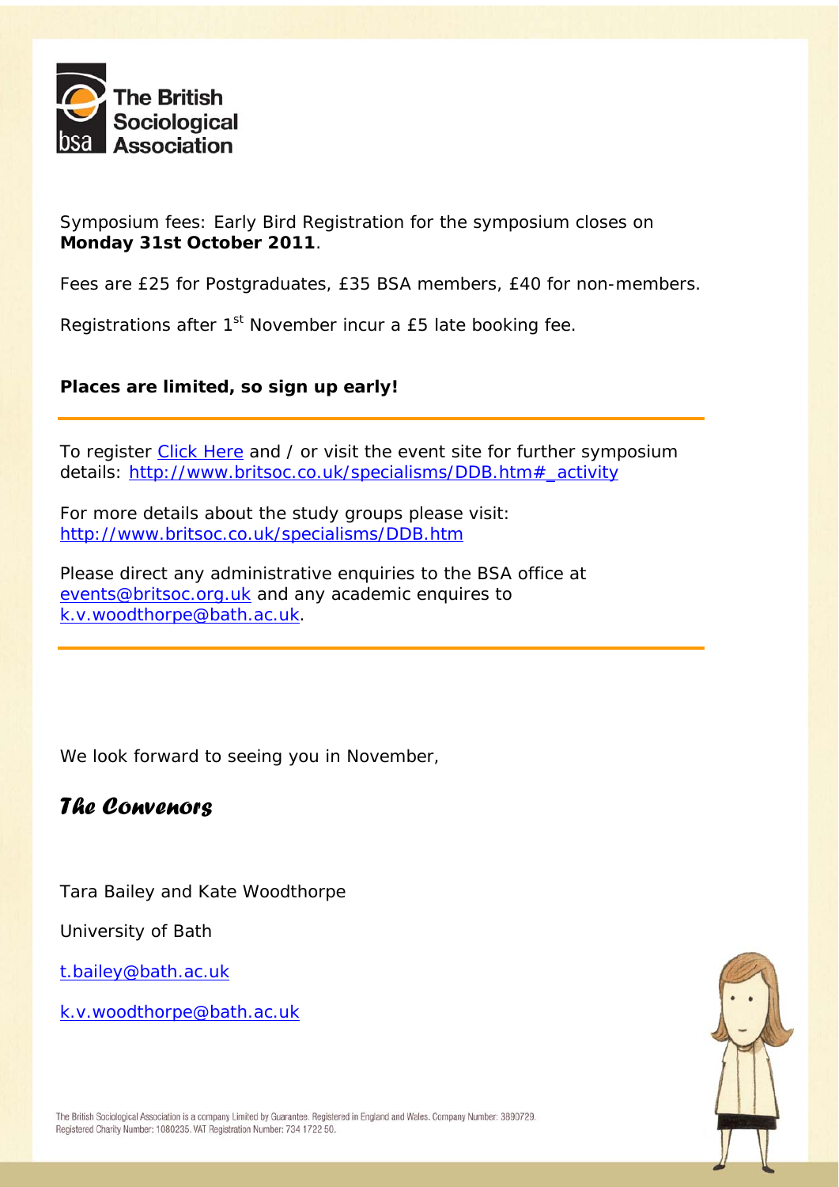Symposium fees: Early Bird Registration for the symposium closes on **Monday 31st October 2011**.

Fees are £25 for Postgraduates, £35 BSA members, £40 for non-members.

Registrations after 1st November incur a £5 late booking fee.

**Places are limited, so sign up early!**

---

To register Click Here and / or visit the event site for further symposium details: http://www.britsoc.co.uk/specialisms/DDB.htm#_activity

For more details about the study groups please visit: http://www.britsoc.co.uk/specialisms/DDB.htm

Please direct any administrative enquiries to the BSA office at events@britsoc.org.uk and any academic enquires to k.v.woodthorpe@bath.ac.uk.

---

We look forward to seeing you in November,

***The Convenors***

Tara Bailey and Kate Woodthorpe

University of Bath

t.bailey@bath.ac.uk

k.v.woodthorpe@bath.ac.uk

The British Sociological Association is a company Limited by Guarantee. Registered in England and Wales. Company Number: 3890729. Registered Charity Number: 1080235. VAT Registration Number: 734 1722 50.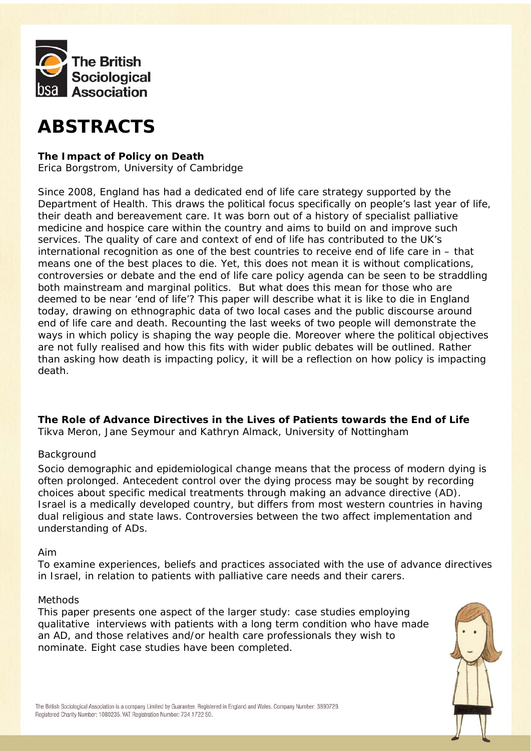# ABSTRACTS

**The Impact of Policy on Death**
Erica Borgstrom, University of Cambridge

Since 2008, England has had a dedicated end of life care strategy supported by the Department of Health. This draws the political focus specifically on people's last year of life, their death and bereavement care. It was born out of a history of specialist palliative medicine and hospice care within the country and aims to build on and improve such services. The quality of care and context of end of life has contributed to the UK's international recognition as one of the best countries to receive end of life care in – that means one of the best places to die. Yet, this does not mean it is without complications, controversies or debate and the end of life care policy agenda can be seen to be straddling both mainstream and marginal politics. But what does this mean for those who are deemed to be near 'end of life'? This paper will describe what it is like to die in England today, drawing on ethnographic data of two local cases and the public discourse around end of life care and death. Recounting the last weeks of two people will demonstrate the ways in which policy is shaping the way people die. Moreover where the political objectives are not fully realised and how this fits with wider public debates will be outlined. Rather than asking how death is impacting policy, it will be a reflection on how policy is impacting death.

**The Role of Advance Directives in the Lives of Patients towards the End of Life**
Tikva Meron, Jane Seymour and Kathryn Almack, University of Nottingham

Background

Socio demographic and epidemiological change means that the process of modern dying is often prolonged. Antecedent control over the dying process may be sought by recording choices about specific medical treatments through making an advance directive (AD). Israel is a medically developed country, but differs from most western countries in having dual religious and state laws. Controversies between the two affect implementation and understanding of ADs.

Aim

To examine experiences, beliefs and practices associated with the use of advance directives in Israel, in relation to patients with palliative care needs and their carers.

Methods

This paper presents one aspect of the larger study: case studies employing qualitative interviews with patients with a long term condition who have made an AD, and those relatives and/or health care professionals they wish to nominate. Eight case studies have been completed.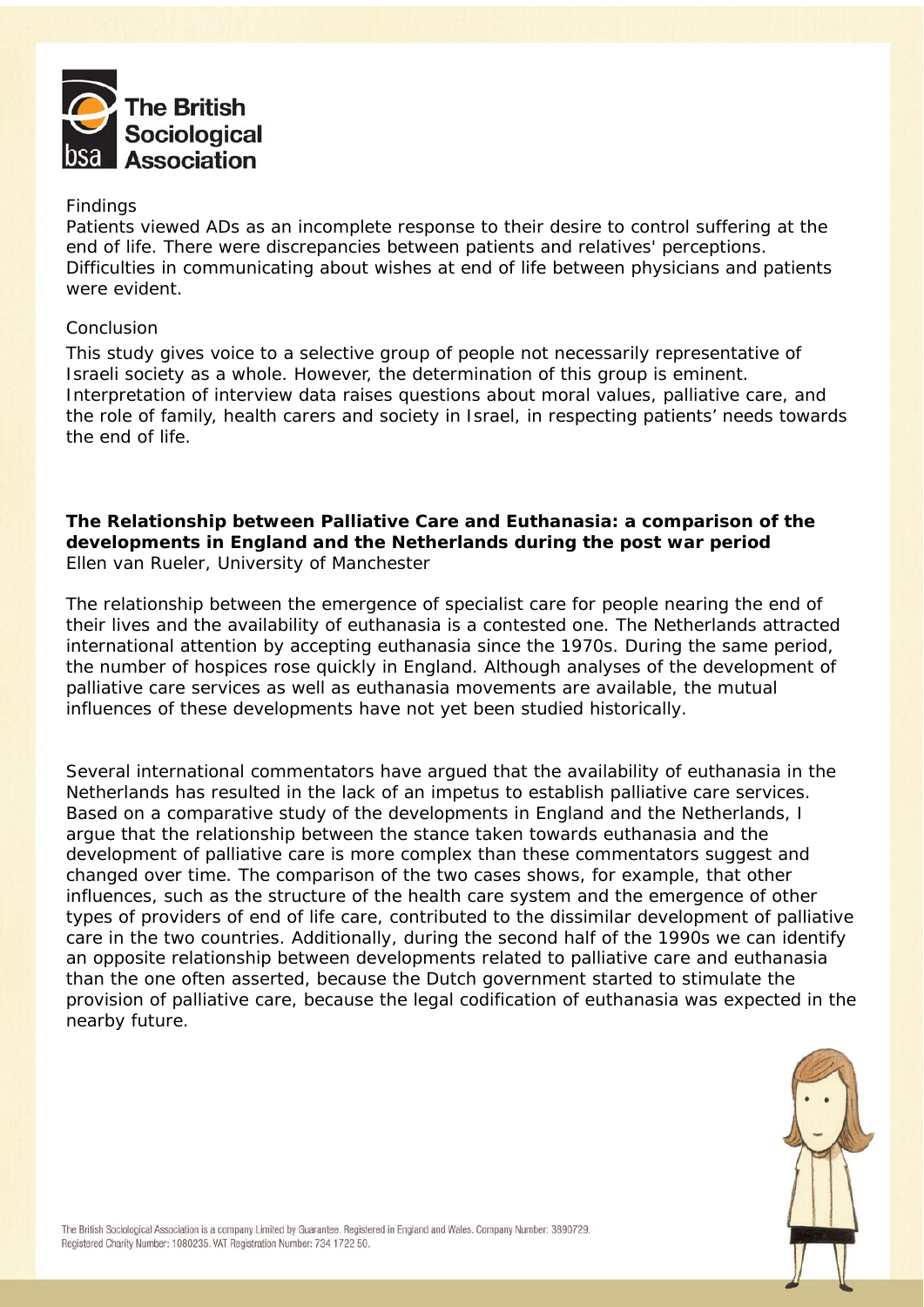Findings

Patients viewed ADs as an incomplete response to their desire to control suffering at the end of life. There were discrepancies between patients and relatives' perceptions. Difficulties in communicating about wishes at end of life between physicians and patients were evident.

Conclusion

This study gives voice to a selective group of people not necessarily representative of Israeli society as a whole. However, the determination of this group is eminent. Interpretation of interview data raises questions about moral values, palliative care, and the role of family, health carers and society in Israel, in respecting patients' needs towards the end of life.

**The Relationship between Palliative Care and Euthanasia: a comparison of the developments in England and the Netherlands during the post war period**
Ellen van Rueler, University of Manchester

The relationship between the emergence of specialist care for people nearing the end of their lives and the availability of euthanasia is a contested one. The Netherlands attracted international attention by accepting euthanasia since the 1970s. During the same period, the number of hospices rose quickly in England. Although analyses of the development of palliative care services as well as euthanasia movements are available, the mutual influences of these developments have not yet been studied historically.

Several international commentators have argued that the availability of euthanasia in the Netherlands has resulted in the lack of an impetus to establish palliative care services. Based on a comparative study of the developments in England and the Netherlands, I argue that the relationship between the stance taken towards euthanasia and the development of palliative care is more complex than these commentators suggest and changed over time. The comparison of the two cases shows, for example, that other influences, such as the structure of the health care system and the emergence of other types of providers of end of life care, contributed to the dissimilar development of palliative care in the two countries. Additionally, during the second half of the 1990s we can identify an opposite relationship between developments related to palliative care and euthanasia than the one often asserted, because the Dutch government started to stimulate the provision of palliative care, because the legal codification of euthanasia was expected in the nearby future.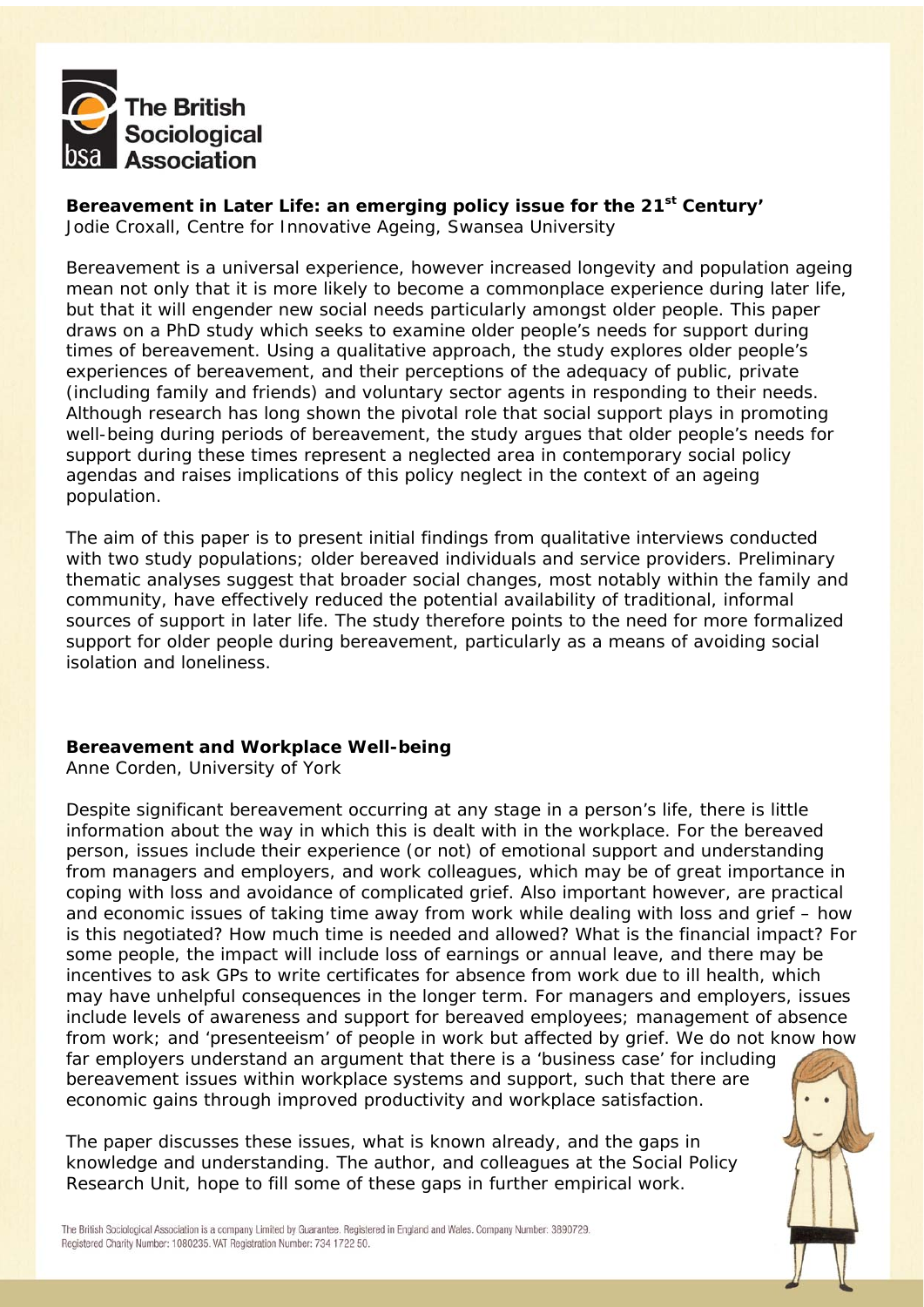**Bereavement in Later Life: an emerging policy issue for the 21st Century'**
Jodie Croxall, Centre for Innovative Ageing, Swansea University

Bereavement is a universal experience, however increased longevity and population ageing mean not only that it is more likely to become a commonplace experience during later life, but that it will engender new social needs particularly amongst older people. This paper draws on a PhD study which seeks to examine older people's needs for support during times of bereavement. Using a qualitative approach, the study explores older people's experiences of bereavement, and their perceptions of the adequacy of public, private (including family and friends) and voluntary sector agents in responding to their needs. Although research has long shown the pivotal role that social support plays in promoting well-being during periods of bereavement, the study argues that older people's needs for support during these times represent a neglected area in contemporary social policy agendas and raises implications of this policy neglect in the context of an ageing population.

The aim of this paper is to present initial findings from qualitative interviews conducted with two study populations; older bereaved individuals and service providers. Preliminary thematic analyses suggest that broader social changes, most notably within the family and community, have effectively reduced the potential availability of traditional, informal sources of support in later life. The study therefore points to the need for more formalized support for older people during bereavement, particularly as a means of avoiding social isolation and loneliness.

**Bereavement and Workplace Well-being**
Anne Corden, University of York

Despite significant bereavement occurring at any stage in a person's life, there is little information about the way in which this is dealt with in the workplace. For the bereaved person, issues include their experience (or not) of emotional support and understanding from managers and employers, and work colleagues, which may be of great importance in coping with loss and avoidance of complicated grief. Also important however, are practical and economic issues of taking time away from work while dealing with loss and grief – how is this negotiated? How much time is needed and allowed? What is the financial impact? For some people, the impact will include loss of earnings or annual leave, and there may be incentives to ask GPs to write certificates for absence from work due to ill health, which may have unhelpful consequences in the longer term. For managers and employers, issues include levels of awareness and support for bereaved employees; management of absence from work; and 'presenteeism' of people in work but affected by grief. We do not know how far employers understand an argument that there is a 'business case' for including bereavement issues within workplace systems and support, such that there are economic gains through improved productivity and workplace satisfaction.

The paper discusses these issues, what is known already, and the gaps in knowledge and understanding. The author, and colleagues at the Social Policy Research Unit, hope to fill some of these gaps in further empirical work.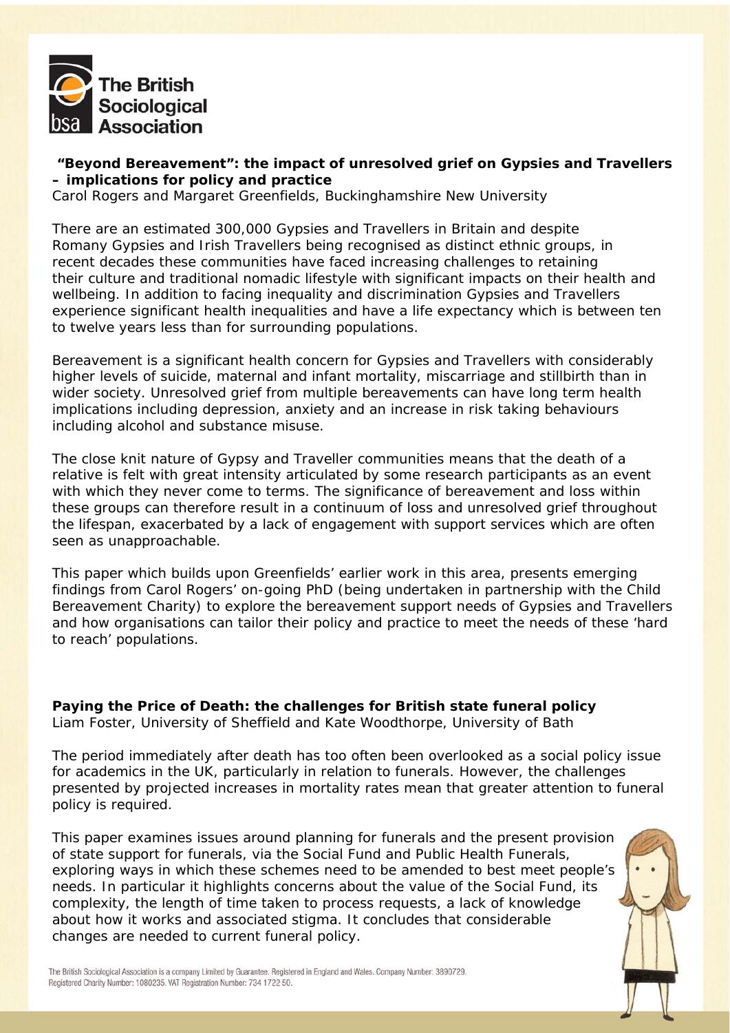**"Beyond Bereavement": the impact of unresolved grief on Gypsies and Travellers – implications for policy and practice**

Carol Rogers and Margaret Greenfields, Buckinghamshire New University

There are an estimated 300,000 Gypsies and Travellers in Britain and despite Romany Gypsies and Irish Travellers being recognised as distinct ethnic groups, in recent decades these communities have faced increasing challenges to retaining their culture and traditional nomadic lifestyle with significant impacts on their health and wellbeing. In addition to facing inequality and discrimination Gypsies and Travellers experience significant health inequalities and have a life expectancy which is between ten to twelve years less than for surrounding populations.

Bereavement is a significant health concern for Gypsies and Travellers with considerably higher levels of suicide, maternal and infant mortality, miscarriage and stillbirth than in wider society. Unresolved grief from multiple bereavements can have long term health implications including depression, anxiety and an increase in risk taking behaviours including alcohol and substance misuse.

The close knit nature of Gypsy and Traveller communities means that the death of a relative is felt with great intensity articulated by some research participants as an event with which they never come to terms. The significance of bereavement and loss within these groups can therefore result in a continuum of loss and unresolved grief throughout the lifespan, exacerbated by a lack of engagement with support services which are often seen as unapproachable.

This paper which builds upon Greenfields' earlier work in this area, presents emerging findings from Carol Rogers' on-going PhD (being undertaken in partnership with the Child Bereavement Charity) to explore the bereavement support needs of Gypsies and Travellers and how organisations can tailor their policy and practice to meet the needs of these 'hard to reach' populations.

**Paying the Price of Death: the challenges for British state funeral policy**

Liam Foster, University of Sheffield and Kate Woodthorpe, University of Bath

The period immediately after death has too often been overlooked as a social policy issue for academics in the UK, particularly in relation to funerals. However, the challenges presented by projected increases in mortality rates mean that greater attention to funeral policy is required.

This paper examines issues around planning for funerals and the present provision of state support for funerals, via the Social Fund and Public Health Funerals, exploring ways in which these schemes need to be amended to best meet people's needs. In particular it highlights concerns about the value of the Social Fund, its complexity, the length of time taken to process requests, a lack of knowledge about how it works and associated stigma. It concludes that considerable changes are needed to current funeral policy.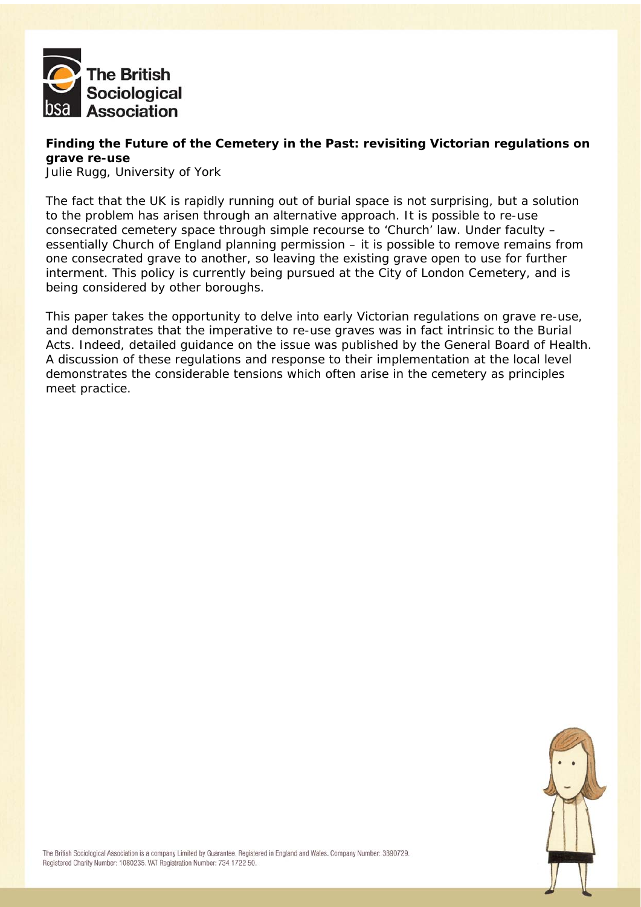**Finding the Future of the Cemetery in the Past: revisiting Victorian regulations on grave re-use**
Julie Rugg, University of York

The fact that the UK is rapidly running out of burial space is not surprising, but a solution to the problem has arisen through an alternative approach. It is possible to re-use consecrated cemetery space through simple recourse to 'Church' law. Under faculty – essentially Church of England planning permission – it is possible to remove remains from one consecrated grave to another, so leaving the existing grave open to use for further interment. This policy is currently being pursued at the City of London Cemetery, and is being considered by other boroughs.

This paper takes the opportunity to delve into early Victorian regulations on grave re-use, and demonstrates that the imperative to re-use graves was in fact intrinsic to the Burial Acts. Indeed, detailed guidance on the issue was published by the General Board of Health. A discussion of these regulations and response to their implementation at the local level demonstrates the considerable tensions which often arise in the cemetery as principles meet practice.